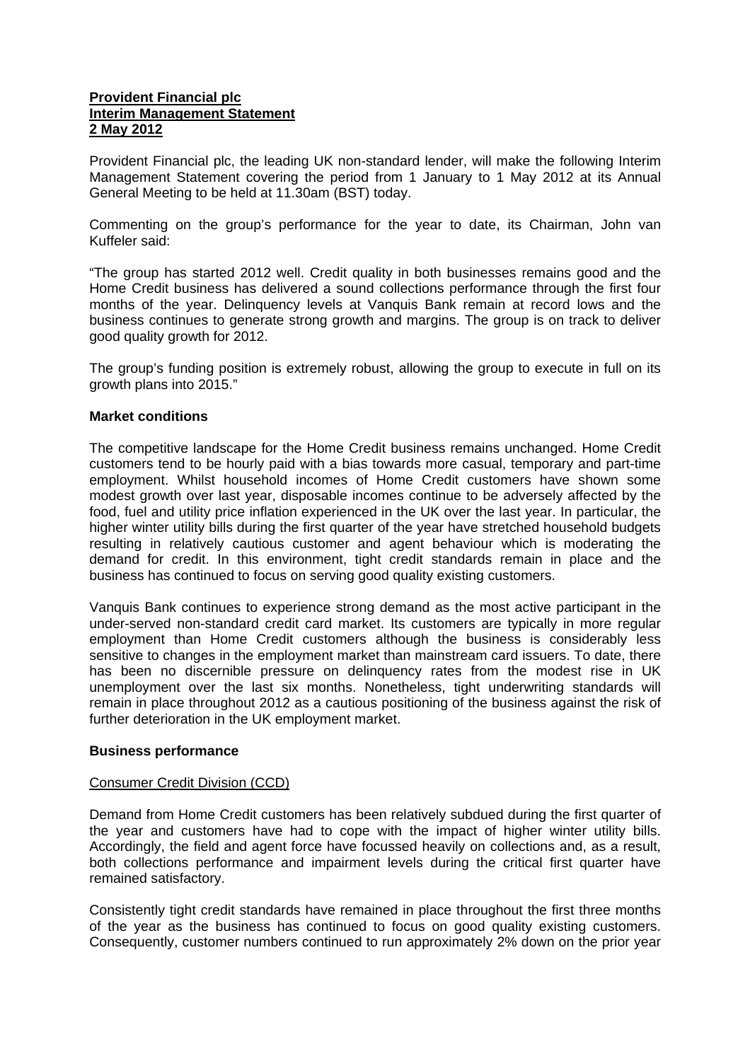**Provident Financial plc**
**Interim Management Statement**
**2 May 2012**

Provident Financial plc, the leading UK non-standard lender, will make the following Interim Management Statement covering the period from 1 January to 1 May 2012 at its Annual General Meeting to be held at 11.30am (BST) today.

Commenting on the group's performance for the year to date, its Chairman, John van Kuffeler said:

"The group has started 2012 well. Credit quality in both businesses remains good and the Home Credit business has delivered a sound collections performance through the first four months of the year. Delinquency levels at Vanquis Bank remain at record lows and the business continues to generate strong growth and margins. The group is on track to deliver good quality growth for 2012.

The group's funding position is extremely robust, allowing the group to execute in full on its growth plans into 2015."

**Market conditions**

The competitive landscape for the Home Credit business remains unchanged. Home Credit customers tend to be hourly paid with a bias towards more casual, temporary and part-time employment. Whilst household incomes of Home Credit customers have shown some modest growth over last year, disposable incomes continue to be adversely affected by the food, fuel and utility price inflation experienced in the UK over the last year. In particular, the higher winter utility bills during the first quarter of the year have stretched household budgets resulting in relatively cautious customer and agent behaviour which is moderating the demand for credit. In this environment, tight credit standards remain in place and the business has continued to focus on serving good quality existing customers.

Vanquis Bank continues to experience strong demand as the most active participant in the under-served non-standard credit card market. Its customers are typically in more regular employment than Home Credit customers although the business is considerably less sensitive to changes in the employment market than mainstream card issuers. To date, there has been no discernible pressure on delinquency rates from the modest rise in UK unemployment over the last six months. Nonetheless, tight underwriting standards will remain in place throughout 2012 as a cautious positioning of the business against the risk of further deterioration in the UK employment market.

**Business performance**

Consumer Credit Division (CCD)

Demand from Home Credit customers has been relatively subdued during the first quarter of the year and customers have had to cope with the impact of higher winter utility bills. Accordingly, the field and agent force have focussed heavily on collections and, as a result, both collections performance and impairment levels during the critical first quarter have remained satisfactory.

Consistently tight credit standards have remained in place throughout the first three months of the year as the business has continued to focus on good quality existing customers. Consequently, customer numbers continued to run approximately 2% down on the prior year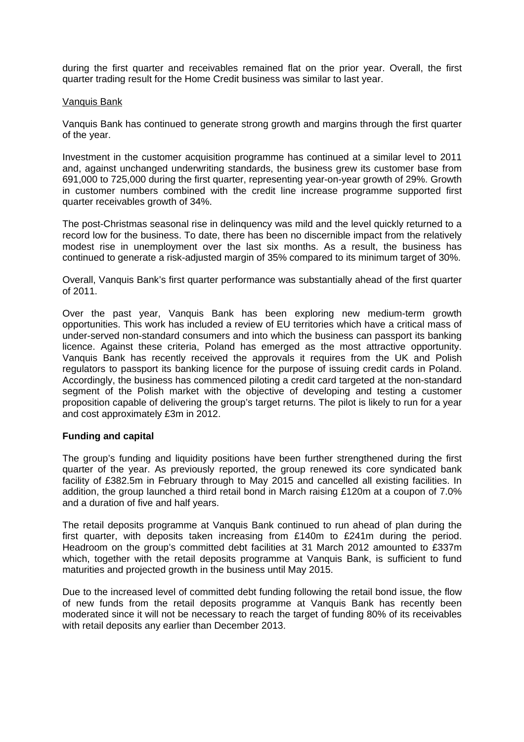during the first quarter and receivables remained flat on the prior year. Overall, the first quarter trading result for the Home Credit business was similar to last year.

Vanquis Bank

Vanquis Bank has continued to generate strong growth and margins through the first quarter of the year.

Investment in the customer acquisition programme has continued at a similar level to 2011 and, against unchanged underwriting standards, the business grew its customer base from 691,000 to 725,000 during the first quarter, representing year-on-year growth of 29%. Growth in customer numbers combined with the credit line increase programme supported first quarter receivables growth of 34%.

The post-Christmas seasonal rise in delinquency was mild and the level quickly returned to a record low for the business. To date, there has been no discernible impact from the relatively modest rise in unemployment over the last six months. As a result, the business has continued to generate a risk-adjusted margin of 35% compared to its minimum target of 30%.

Overall, Vanquis Bank's first quarter performance was substantially ahead of the first quarter of 2011.

Over the past year, Vanquis Bank has been exploring new medium-term growth opportunities. This work has included a review of EU territories which have a critical mass of under-served non-standard consumers and into which the business can passport its banking licence. Against these criteria, Poland has emerged as the most attractive opportunity. Vanquis Bank has recently received the approvals it requires from the UK and Polish regulators to passport its banking licence for the purpose of issuing credit cards in Poland. Accordingly, the business has commenced piloting a credit card targeted at the non-standard segment of the Polish market with the objective of developing and testing a customer proposition capable of delivering the group's target returns. The pilot is likely to run for a year and cost approximately £3m in 2012.

**Funding and capital**

The group's funding and liquidity positions have been further strengthened during the first quarter of the year. As previously reported, the group renewed its core syndicated bank facility of £382.5m in February through to May 2015 and cancelled all existing facilities. In addition, the group launched a third retail bond in March raising £120m at a coupon of 7.0% and a duration of five and half years.

The retail deposits programme at Vanquis Bank continued to run ahead of plan during the first quarter, with deposits taken increasing from £140m to £241m during the period. Headroom on the group's committed debt facilities at 31 March 2012 amounted to £337m which, together with the retail deposits programme at Vanquis Bank, is sufficient to fund maturities and projected growth in the business until May 2015.

Due to the increased level of committed debt funding following the retail bond issue, the flow of new funds from the retail deposits programme at Vanquis Bank has recently been moderated since it will not be necessary to reach the target of funding 80% of its receivables with retail deposits any earlier than December 2013.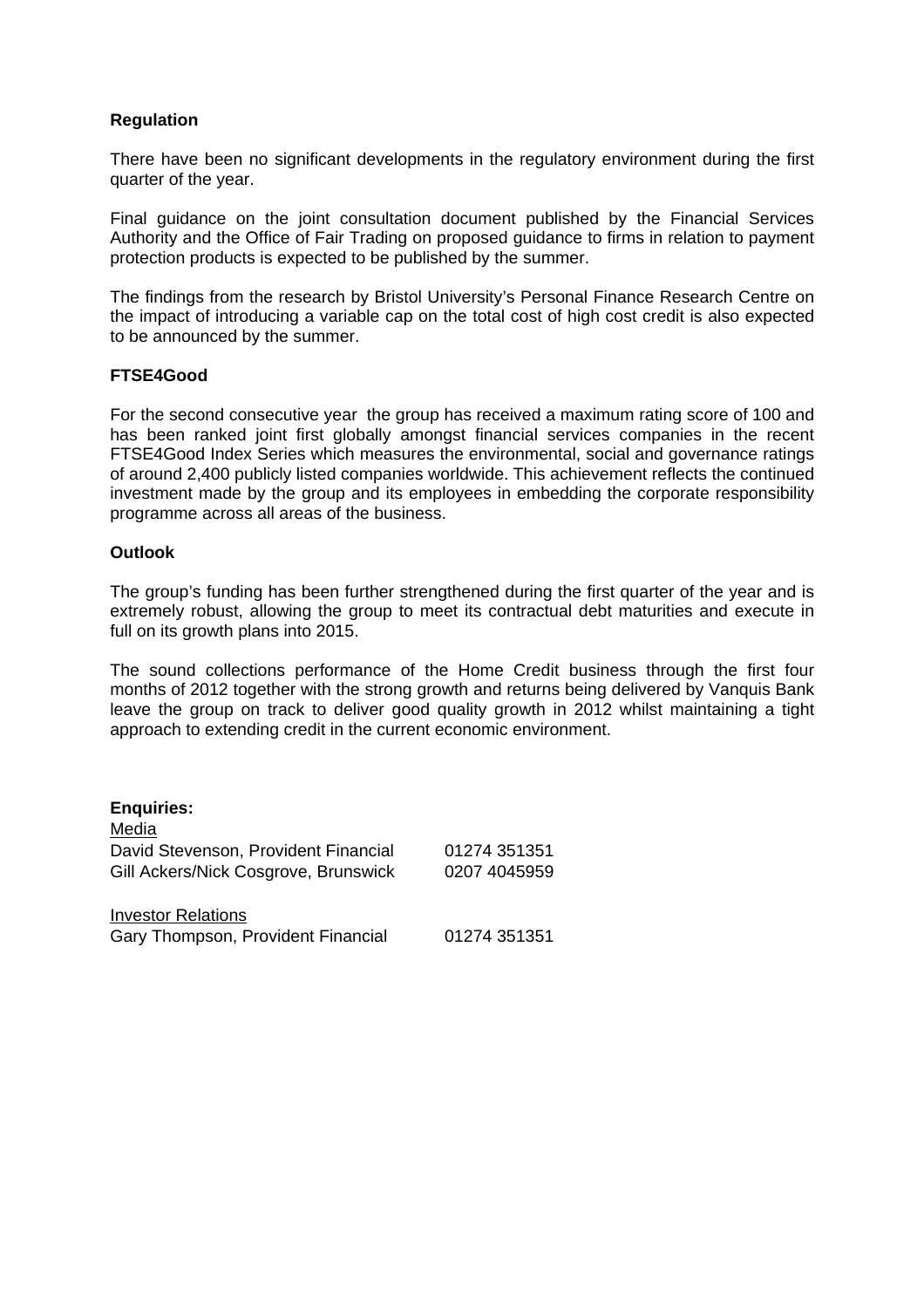**Regulation**

There have been no significant developments in the regulatory environment during the first quarter of the year.

Final guidance on the joint consultation document published by the Financial Services Authority and the Office of Fair Trading on proposed guidance to firms in relation to payment protection products is expected to be published by the summer.

The findings from the research by Bristol University's Personal Finance Research Centre on the impact of introducing a variable cap on the total cost of high cost credit is also expected to be announced by the summer.

**FTSE4Good**

For the second consecutive year the group has received a maximum rating score of 100 and has been ranked joint first globally amongst financial services companies in the recent FTSE4Good Index Series which measures the environmental, social and governance ratings of around 2,400 publicly listed companies worldwide. This achievement reflects the continued investment made by the group and its employees in embedding the corporate responsibility programme across all areas of the business.

**Outlook**

The group's funding has been further strengthened during the first quarter of the year and is extremely robust, allowing the group to meet its contractual debt maturities and execute in full on its growth plans into 2015.

The sound collections performance of the Home Credit business through the first four months of 2012 together with the strong growth and returns being delivered by Vanquis Bank leave the group on track to deliver good quality growth in 2012 whilst maintaining a tight approach to extending credit in the current economic environment.

**Enquiries:**

Media

| | |
|---|---|
| David Stevenson, Provident Financial | 01274 351351 |
| Gill Ackers/Nick Cosgrove, Brunswick | 0207 4045959 |

Investor Relations

| | |
|---|---|
| Gary Thompson, Provident Financial | 01274 351351 |